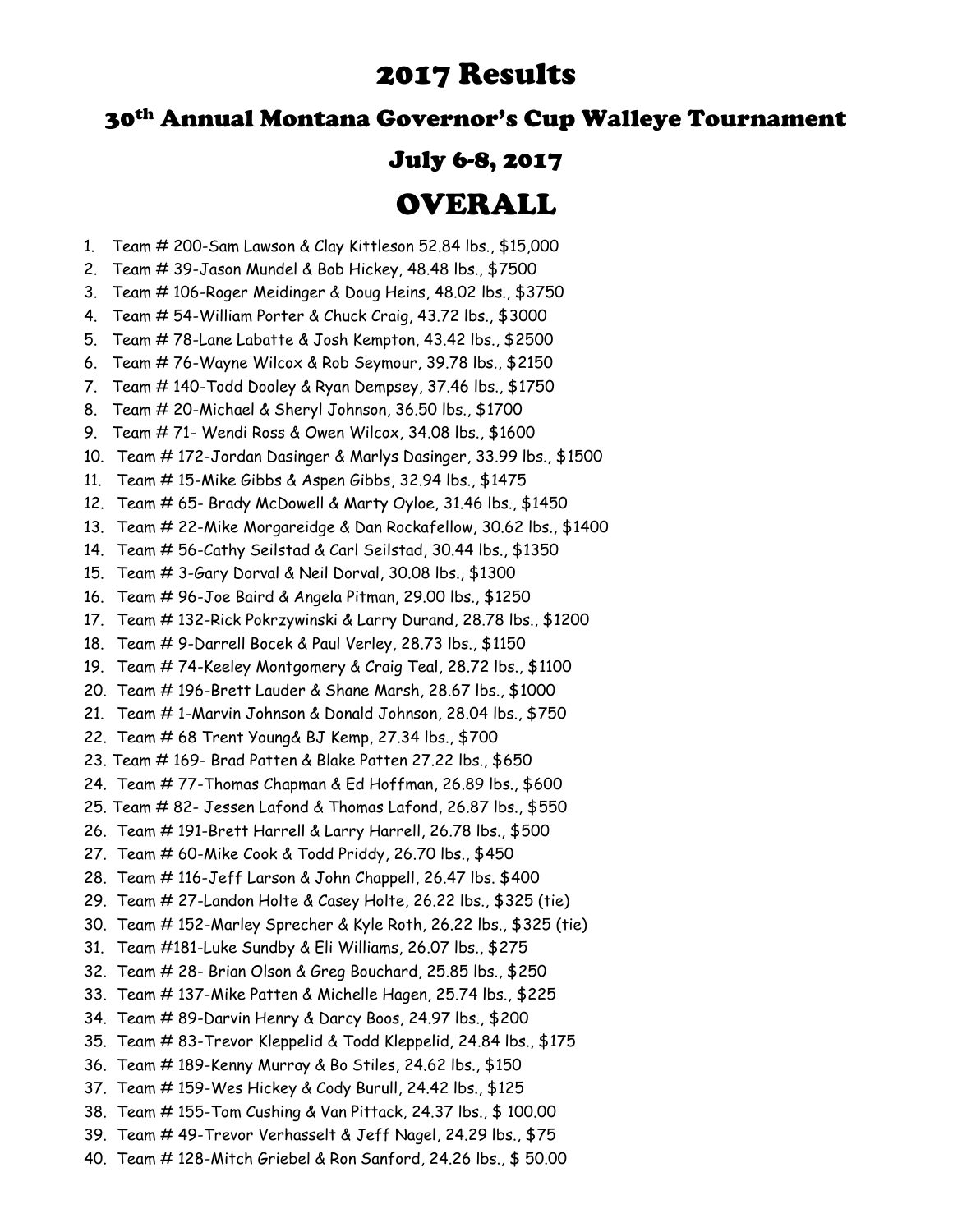# 2017 Results

## 30th Annual Montana Governor's Cup Walleye Tournament

## July 6-8, 2017

# OVERALL

1. Team # 200-Sam Lawson & Clay Kittleson 52.84 lbs., $15,000
2. Team # 39-Jason Mundel & Bob Hickey, 48.48 lbs., $7500
3. Team # 106-Roger Meidinger & Doug Heins, 48.02 lbs., $3750
4. Team # 54-William Porter & Chuck Craig, 43.72 lbs., $3000
5. Team # 78-Lane Labatte & Josh Kempton, 43.42 lbs., $2500
6. Team # 76-Wayne Wilcox & Rob Seymour, 39.78 lbs., $2150
7. Team # 140-Todd Dooley & Ryan Dempsey, 37.46 lbs., $1750
8. Team # 20-Michael & Sheryl Johnson, 36.50 lbs., $1700
9. Team # 71- Wendi Ross & Owen Wilcox, 34.08 lbs., $1600
10. Team # 172-Jordan Dasinger & Marlys Dasinger, 33.99 lbs., $1500
11. Team # 15-Mike Gibbs & Aspen Gibbs, 32.94 lbs., $1475
12. Team # 65- Brady McDowell & Marty Oyloe, 31.46 lbs., $1450
13. Team # 22-Mike Morgareidge & Dan Rockafellow, 30.62 lbs., $1400
14. Team # 56-Cathy Seilstad & Carl Seilstad, 30.44 lbs., $1350
15. Team # 3-Gary Dorval & Neil Dorval, 30.08 lbs., $1300
16. Team # 96-Joe Baird & Angela Pitman, 29.00 lbs., $1250
17. Team # 132-Rick Pokrzywinski & Larry Durand, 28.78 lbs., $1200
18. Team # 9-Darrell Bocek & Paul Verley, 28.73 lbs., $1150
19. Team # 74-Keeley Montgomery & Craig Teal, 28.72 lbs., $1100
20. Team # 196-Brett Lauder & Shane Marsh, 28.67 lbs., $1000
21. Team # 1-Marvin Johnson & Donald Johnson, 28.04 lbs., $750
22. Team # 68 Trent Young& BJ Kemp, 27.34 lbs., $700
23. Team # 169- Brad Patten & Blake Patten 27.22 lbs., $650
24. Team # 77-Thomas Chapman & Ed Hoffman, 26.89 lbs., $600
25. Team # 82- Jessen Lafond & Thomas Lafond, 26.87 lbs., $550
26. Team # 191-Brett Harrell & Larry Harrell, 26.78 lbs., $500
27. Team # 60-Mike Cook & Todd Priddy, 26.70 lbs., $450
28. Team # 116-Jeff Larson & John Chappell, 26.47 lbs. $400
29. Team # 27-Landon Holte & Casey Holte, 26.22 lbs., $325 (tie)
30. Team # 152-Marley Sprecher & Kyle Roth, 26.22 lbs., $325 (tie)
31. Team #181-Luke Sundby & Eli Williams, 26.07 lbs., $275
32. Team # 28- Brian Olson & Greg Bouchard, 25.85 lbs., $250
33. Team # 137-Mike Patten & Michelle Hagen, 25.74 lbs., $225
34. Team # 89-Darvin Henry & Darcy Boos, 24.97 lbs., $200
35. Team # 83-Trevor Kleppelid & Todd Kleppelid, 24.84 lbs., $175
36. Team # 189-Kenny Murray & Bo Stiles, 24.62 lbs., $150
37. Team # 159-Wes Hickey & Cody Burull, 24.42 lbs., $125
38. Team # 155-Tom Cushing & Van Pittack, 24.37 lbs., $ 100.00
39. Team # 49-Trevor Verhasselt & Jeff Nagel, 24.29 lbs., $75
40. Team # 128-Mitch Griebel & Ron Sanford, 24.26 lbs., $ 50.00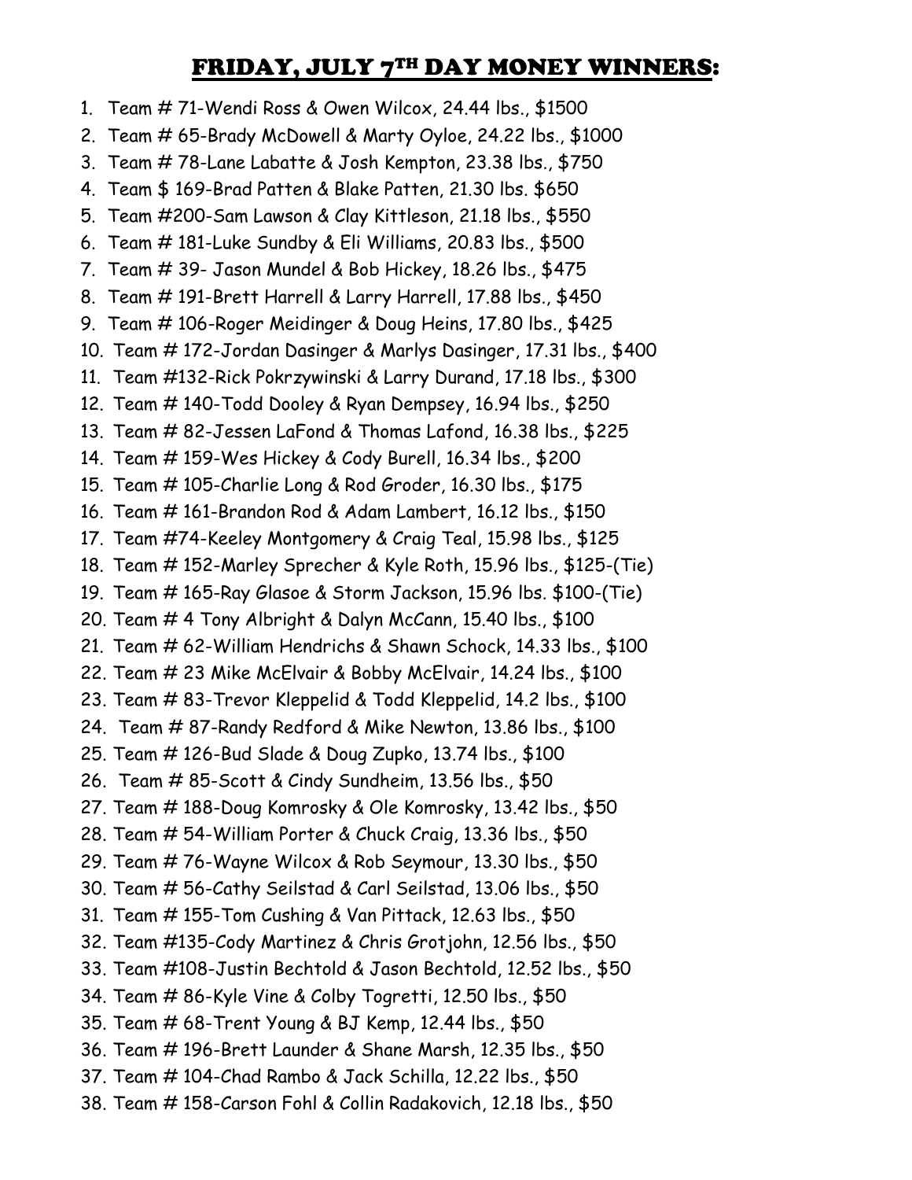## FRIDAY, JULY 7TH DAY MONEY WINNERS:

1. Team # 71-Wendi Ross & Owen Wilcox, 24.44 lbs., $1500
2. Team # 65-Brady McDowell & Marty Oyloe, 24.22 lbs., $1000
3. Team # 78-Lane Labatte & Josh Kempton, 23.38 lbs., $750
4. Team $ 169-Brad Patten & Blake Patten, 21.30 lbs. $650
5. Team #200-Sam Lawson & Clay Kittleson, 21.18 lbs., $550
6. Team # 181-Luke Sundby & Eli Williams, 20.83 lbs., $500
7. Team # 39- Jason Mundel & Bob Hickey, 18.26 lbs., $475
8. Team # 191-Brett Harrell & Larry Harrell, 17.88 lbs., $450
9. Team # 106-Roger Meidinger & Doug Heins, 17.80 lbs., $425
10. Team # 172-Jordan Dasinger & Marlys Dasinger, 17.31 lbs., $400
11. Team #132-Rick Pokrzywinski & Larry Durand, 17.18 lbs., $300
12. Team # 140-Todd Dooley & Ryan Dempsey, 16.94 lbs., $250
13. Team # 82-Jessen LaFond & Thomas Lafond, 16.38 lbs., $225
14. Team # 159-Wes Hickey & Cody Burell, 16.34 lbs., $200
15. Team # 105-Charlie Long & Rod Groder, 16.30 lbs., $175
16. Team # 161-Brandon Rod & Adam Lambert, 16.12 lbs., $150
17. Team #74-Keeley Montgomery & Craig Teal, 15.98 lbs., $125
18. Team # 152-Marley Sprecher & Kyle Roth, 15.96 lbs., $125-(Tie)
19. Team # 165-Ray Glasoe & Storm Jackson, 15.96 lbs. $100-(Tie)
20. Team # 4 Tony Albright & Dalyn McCann, 15.40 lbs., $100
21. Team # 62-William Hendrichs & Shawn Schock, 14.33 lbs., $100
22. Team # 23 Mike McElvair & Bobby McElvair, 14.24 lbs., $100
23. Team # 83-Trevor Kleppelid & Todd Kleppelid, 14.2 lbs., $100
24. Team # 87-Randy Redford & Mike Newton, 13.86 lbs., $100
25. Team # 126-Bud Slade & Doug Zupko, 13.74 lbs., $100
26. Team # 85-Scott & Cindy Sundheim, 13.56 lbs., $50
27. Team # 188-Doug Komrosky & Ole Komrosky, 13.42 lbs., $50
28. Team # 54-William Porter & Chuck Craig, 13.36 lbs., $50
29. Team # 76-Wayne Wilcox & Rob Seymour, 13.30 lbs., $50
30. Team # 56-Cathy Seilstad & Carl Seilstad, 13.06 lbs., $50
31. Team # 155-Tom Cushing & Van Pittack, 12.63 lbs., $50
32. Team #135-Cody Martinez & Chris Grotjohn, 12.56 lbs., $50
33. Team #108-Justin Bechtold & Jason Bechtold, 12.52 lbs., $50
34. Team # 86-Kyle Vine & Colby Togretti, 12.50 lbs., $50
35. Team # 68-Trent Young & BJ Kemp, 12.44 lbs., $50
36. Team # 196-Brett Launder & Shane Marsh, 12.35 lbs., $50
37. Team # 104-Chad Rambo & Jack Schilla, 12.22 lbs., $50
38. Team # 158-Carson Fohl & Collin Radakovich, 12.18 lbs., $50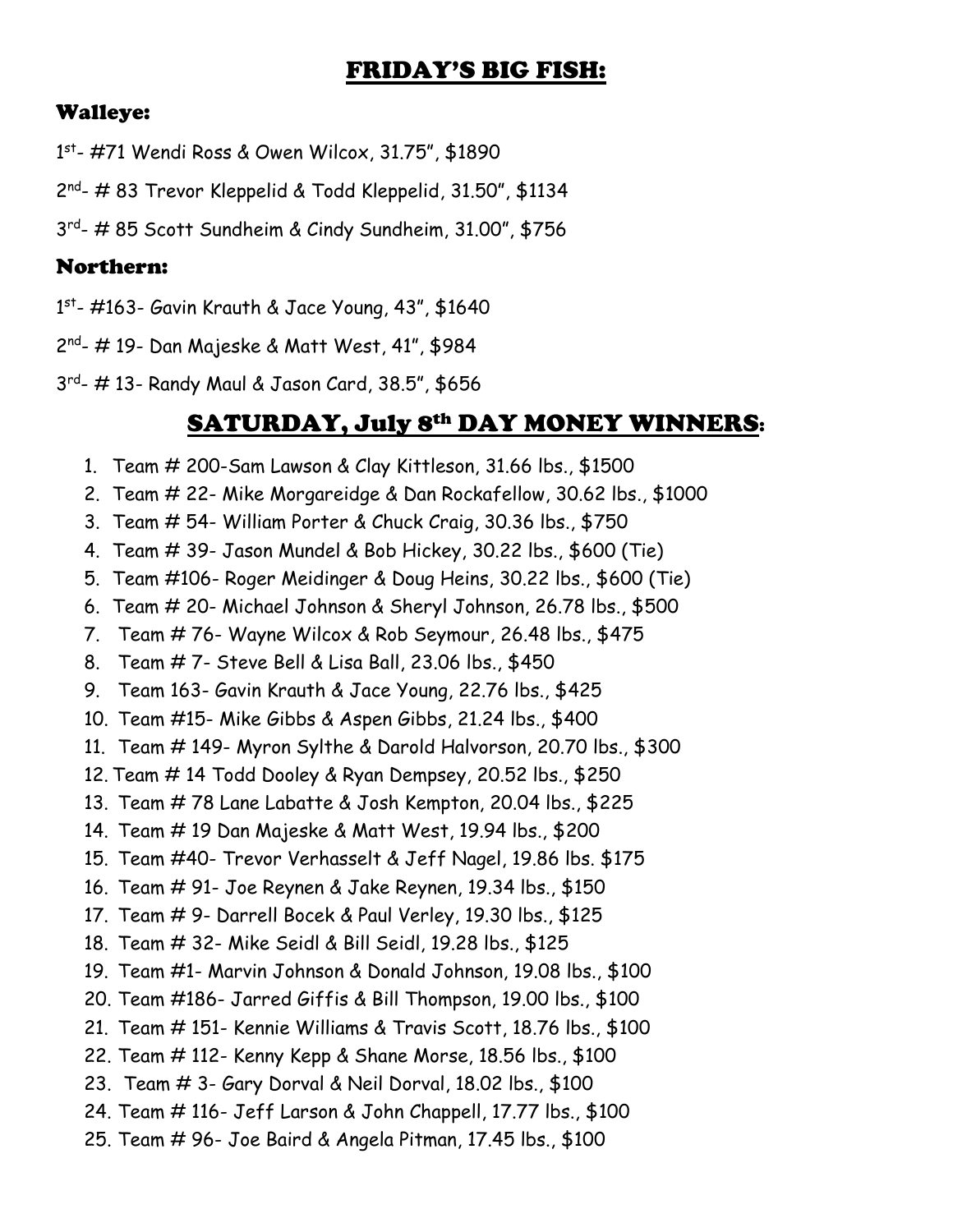## FRIDAY'S BIG FISH:

### Walleye:

1st- #71 Wendi Ross & Owen Wilcox, 31.75", $1890

2nd- # 83 Trevor Kleppelid & Todd Kleppelid, 31.50", $1134

3rd- # 85 Scott Sundheim & Cindy Sundheim, 31.00", $756

### Northern:

1st- #163- Gavin Krauth & Jace Young, 43", $1640

2nd- # 19- Dan Majeske & Matt West, 41", $984

3rd- # 13- Randy Maul & Jason Card, 38.5", $656

## SATURDAY, July 8th DAY MONEY WINNERS:

1. Team # 200-Sam Lawson & Clay Kittleson, 31.66 lbs., $1500
2. Team # 22- Mike Morgareidge & Dan Rockafellow, 30.62 lbs., $1000
3. Team # 54- William Porter & Chuck Craig, 30.36 lbs., $750
4. Team # 39- Jason Mundel & Bob Hickey, 30.22 lbs., $600 (Tie)
5. Team #106- Roger Meidinger & Doug Heins, 30.22 lbs., $600 (Tie)
6. Team # 20- Michael Johnson & Sheryl Johnson, 26.78 lbs., $500
7. Team # 76- Wayne Wilcox & Rob Seymour, 26.48 lbs., $475
8. Team # 7- Steve Bell & Lisa Ball, 23.06 lbs., $450
9. Team 163- Gavin Krauth & Jace Young, 22.76 lbs., $425
10. Team #15- Mike Gibbs & Aspen Gibbs, 21.24 lbs., $400
11. Team # 149- Myron Sylthe & Darold Halvorson, 20.70 lbs., $300
12. Team # 14 Todd Dooley & Ryan Dempsey, 20.52 lbs., $250
13. Team # 78 Lane Labatte & Josh Kempton, 20.04 lbs., $225
14. Team # 19 Dan Majeske & Matt West, 19.94 lbs., $200
15. Team #40- Trevor Verhasselt & Jeff Nagel, 19.86 lbs. $175
16. Team # 91- Joe Reynen & Jake Reynen, 19.34 lbs., $150
17. Team # 9- Darrell Bocek & Paul Verley, 19.30 lbs., $125
18. Team # 32- Mike Seidl & Bill Seidl, 19.28 lbs., $125
19. Team #1- Marvin Johnson & Donald Johnson, 19.08 lbs., $100
20. Team #186- Jarred Giffis & Bill Thompson, 19.00 lbs., $100
21. Team # 151- Kennie Williams & Travis Scott, 18.76 lbs., $100
22. Team # 112- Kenny Kepp & Shane Morse, 18.56 lbs., $100
23. Team # 3- Gary Dorval & Neil Dorval, 18.02 lbs., $100
24. Team # 116- Jeff Larson & John Chappell, 17.77 lbs., $100
25. Team # 96- Joe Baird & Angela Pitman, 17.45 lbs., $100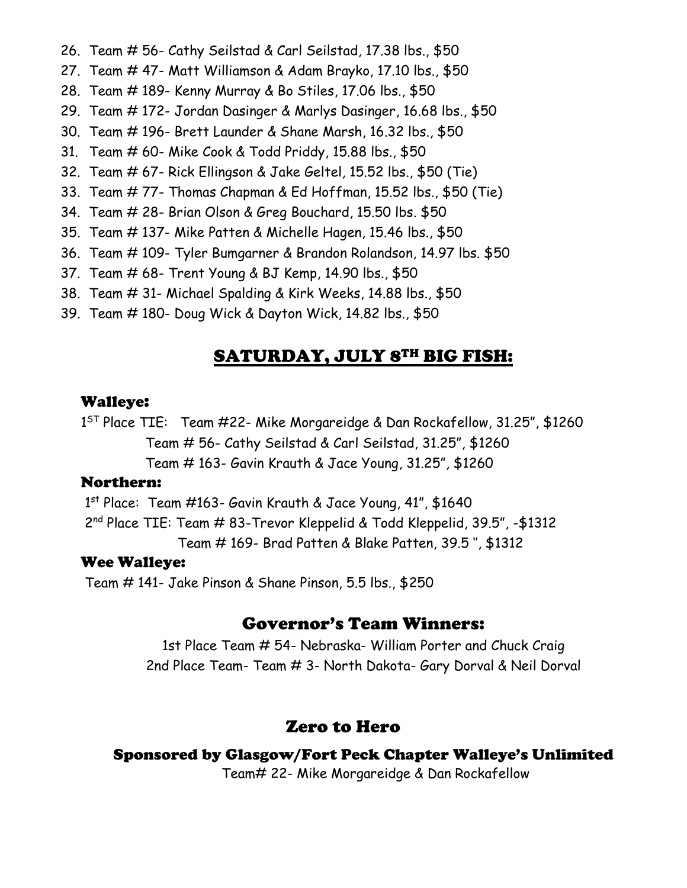26. Team # 56- Cathy Seilstad & Carl Seilstad, 17.38 lbs., $50
27. Team # 47- Matt Williamson & Adam Brayko, 17.10 lbs., $50
28. Team # 189- Kenny Murray & Bo Stiles, 17.06 lbs., $50
29. Team # 172- Jordan Dasinger & Marlys Dasinger, 16.68 lbs., $50
30. Team # 196- Brett Launder & Shane Marsh, 16.32 lbs., $50
31. Team # 60- Mike Cook & Todd Priddy, 15.88 lbs., $50
32. Team # 67- Rick Ellingson & Jake Geltel, 15.52 lbs., $50 (Tie)
33. Team # 77- Thomas Chapman & Ed Hoffman, 15.52 lbs., $50 (Tie)
34. Team # 28- Brian Olson & Greg Bouchard, 15.50 lbs. $50
35. Team # 137- Mike Patten & Michelle Hagen, 15.46 lbs., $50
36. Team # 109- Tyler Bumgarner & Brandon Rolandson, 14.97 lbs. $50
37. Team # 68- Trent Young & BJ Kemp, 14.90 lbs., $50
38. Team # 31- Michael Spalding & Kirk Weeks, 14.88 lbs., $50
39. Team # 180- Doug Wick & Dayton Wick, 14.82 lbs., $50

## SATURDAY, JULY 8TH BIG FISH:

### Walleye:

1ST Place TIE: Team #22- Mike Morgareidge & Dan Rockafellow, 31.25", $1260
Team # 56- Cathy Seilstad & Carl Seilstad, 31.25", $1260
Team # 163- Gavin Krauth & Jace Young, 31.25", $1260

### Northern:

1st Place: Team #163- Gavin Krauth & Jace Young, 41", $1640
2nd Place TIE: Team # 83-Trevor Kleppelid & Todd Kleppelid, 39.5", -$1312
Team # 169- Brad Patten & Blake Patten, 39.5 ", $1312

### Wee Walleye:

Team # 141- Jake Pinson & Shane Pinson, 5.5 lbs., $250

## Governor's Team Winners:

1st Place Team # 54- Nebraska- William Porter and Chuck Craig
2nd Place Team- Team # 3- North Dakota- Gary Dorval & Neil Dorval

## Zero to Hero

### Sponsored by Glasgow/Fort Peck Chapter Walleye's Unlimited

Team# 22- Mike Morgareidge & Dan Rockafellow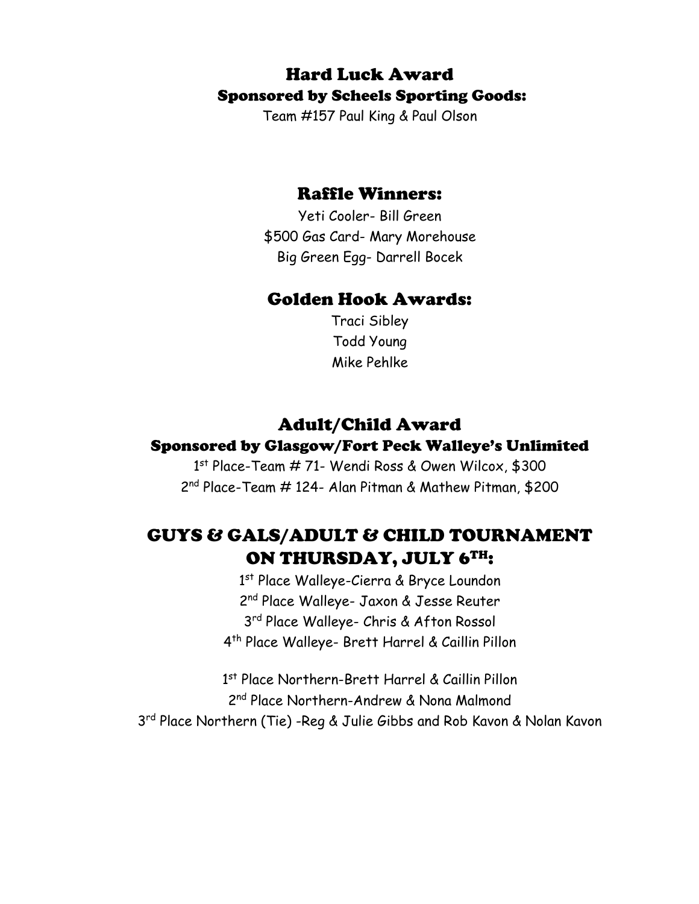## Hard Luck Award

### Sponsored by Scheels Sporting Goods:

Team #157 Paul King & Paul Olson

## Raffle Winners:

Yeti Cooler- Bill Green
$500 Gas Card- Mary Morehouse
Big Green Egg- Darrell Bocek

## Golden Hook Awards:

Traci Sibley
Todd Young
Mike Pehlke

## Adult/Child Award

### Sponsored by Glasgow/Fort Peck Walleye's Unlimited

1st Place-Team # 71- Wendi Ross & Owen Wilcox, $300
2nd Place-Team # 124- Alan Pitman & Mathew Pitman, $200

## GUYS & GALS/ADULT & CHILD TOURNAMENT ON THURSDAY, JULY 6TH:

1st Place Walleye-Cierra & Bryce Loundon
2nd Place Walleye- Jaxon & Jesse Reuter
3rd Place Walleye- Chris & Afton Rossol
4th Place Walleye- Brett Harrel & Caillin Pillon

1st Place Northern-Brett Harrel & Caillin Pillon
2nd Place Northern-Andrew & Nona Malmond
3rd Place Northern (Tie) -Reg & Julie Gibbs and Rob Kavon & Nolan Kavon